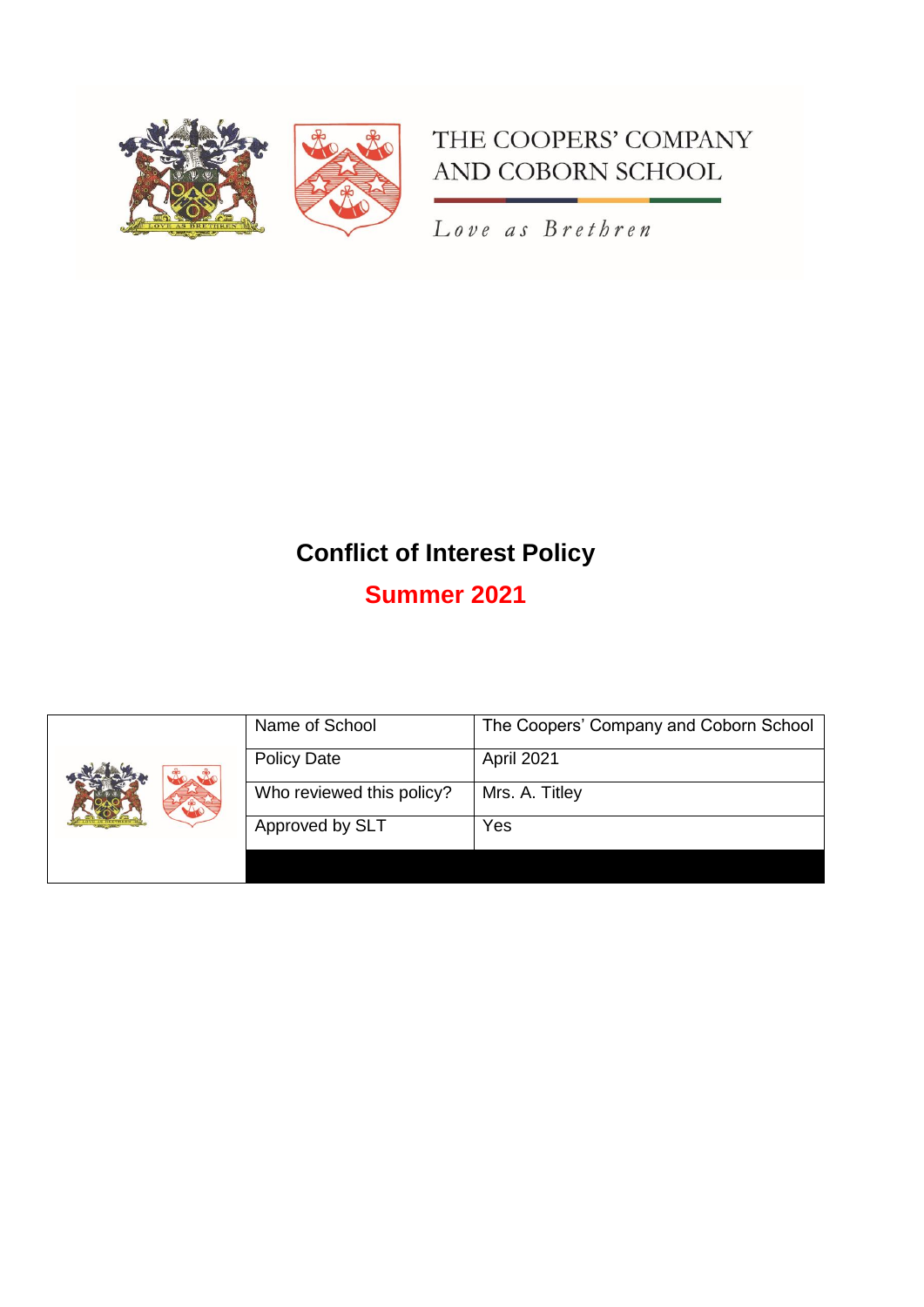THE COOPERS' COMPANY
AND COBORN SCHOOL

*Love as Brethren*

# Conflict of Interest Policy

## Summer 2021

| | | |
|---|---|---|
| | Name of School | The Coopers' Company and Coborn School |
| | Policy Date | April 2021 |
| | Who reviewed this policy? | Mrs. A. Titley |
| | Approved by SLT | Yes |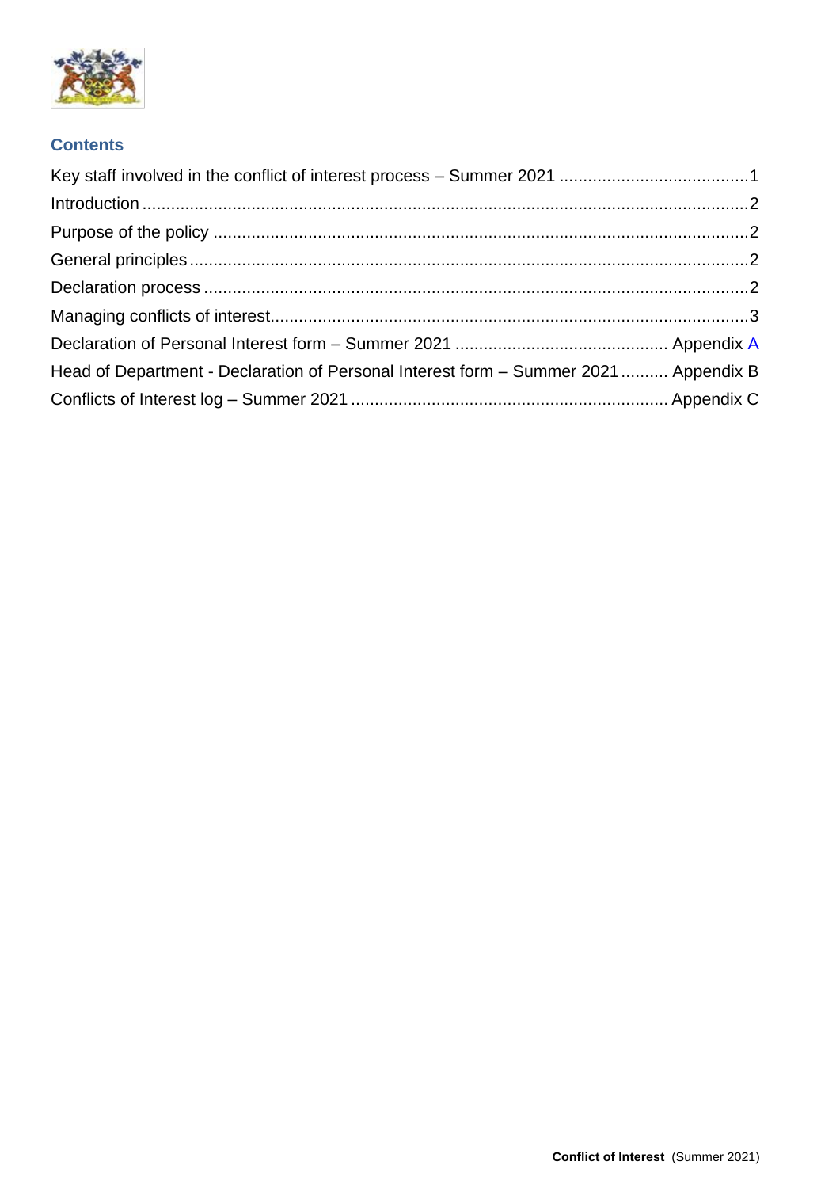## Contents

Key staff involved in the conflict of interest process – Summer 2021 ........................................1
Introduction ..........................................................................................................................2
Purpose of the policy ............................................................................................................2
General principles .................................................................................................................2
Declaration process ..............................................................................................................2
Managing conflicts of interest................................................................................................3
Declaration of Personal Interest form – Summer 2021 ............................................ Appendix A
Head of Department - Declaration of Personal Interest form – Summer 2021 .......... Appendix B
Conflicts of Interest log – Summer 2021 .................................................................. Appendix C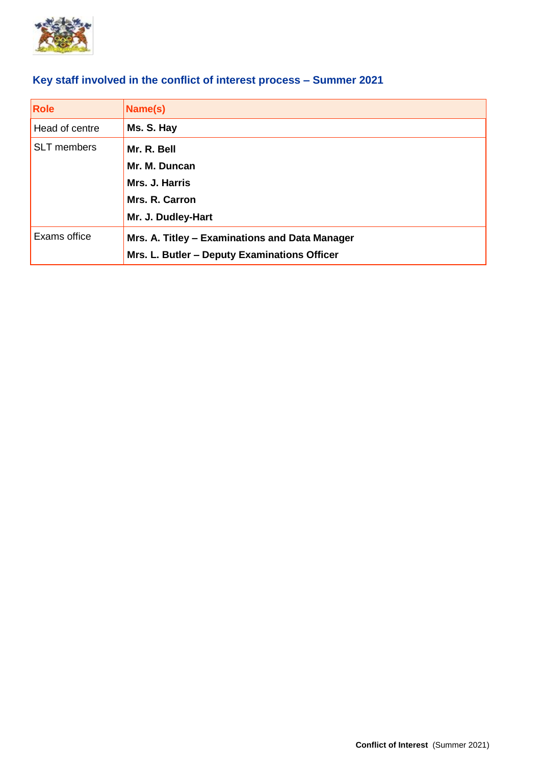## Key staff involved in the conflict of interest process – Summer 2021

| Role | Name(s) |
|---|---|
| Head of centre | **Ms. S. Hay** |
| SLT members | **Mr. R. Bell**<br>**Mr. M. Duncan**<br>**Mrs. J. Harris**<br>**Mrs. R. Carron**<br>**Mr. J. Dudley-Hart** |
| Exams office | **Mrs. A. Titley – Examinations and Data Manager**<br>**Mrs. L. Butler – Deputy Examinations Officer** |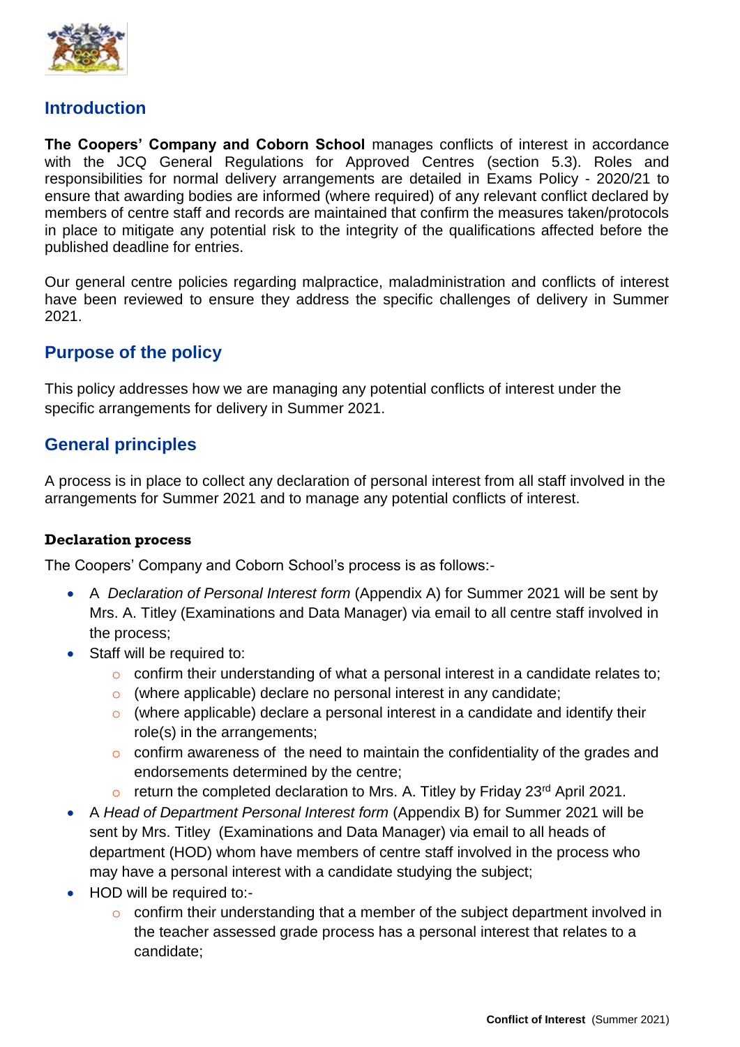## Introduction

**The Coopers' Company and Coborn School** manages conflicts of interest in accordance with the JCQ General Regulations for Approved Centres (section 5.3). Roles and responsibilities for normal delivery arrangements are detailed in Exams Policy - 2020/21 to ensure that awarding bodies are informed (where required) of any relevant conflict declared by members of centre staff and records are maintained that confirm the measures taken/protocols in place to mitigate any potential risk to the integrity of the qualifications affected before the published deadline for entries.

Our general centre policies regarding malpractice, maladministration and conflicts of interest have been reviewed to ensure they address the specific challenges of delivery in Summer 2021.

## Purpose of the policy

This policy addresses how we are managing any potential conflicts of interest under the specific arrangements for delivery in Summer 2021.

## General principles

A process is in place to collect any declaration of personal interest from all staff involved in the arrangements for Summer 2021 and to manage any potential conflicts of interest.

### Declaration process

The Coopers' Company and Coborn School's process is as follows:-

- A *Declaration of Personal Interest form* (Appendix A) for Summer 2021 will be sent by Mrs. A. Titley (Examinations and Data Manager) via email to all centre staff involved in the process;
- Staff will be required to:
  - confirm their understanding of what a personal interest in a candidate relates to;
  - (where applicable) declare no personal interest in any candidate;
  - (where applicable) declare a personal interest in a candidate and identify their role(s) in the arrangements;
  - confirm awareness of the need to maintain the confidentiality of the grades and endorsements determined by the centre;
  - return the completed declaration to Mrs. A. Titley by Friday 23rd April 2021.
- A *Head of Department Personal Interest form* (Appendix B) for Summer 2021 will be sent by Mrs. Titley (Examinations and Data Manager) via email to all heads of department (HOD) whom have members of centre staff involved in the process who may have a personal interest with a candidate studying the subject;
- HOD will be required to:-
  - confirm their understanding that a member of the subject department involved in the teacher assessed grade process has a personal interest that relates to a candidate;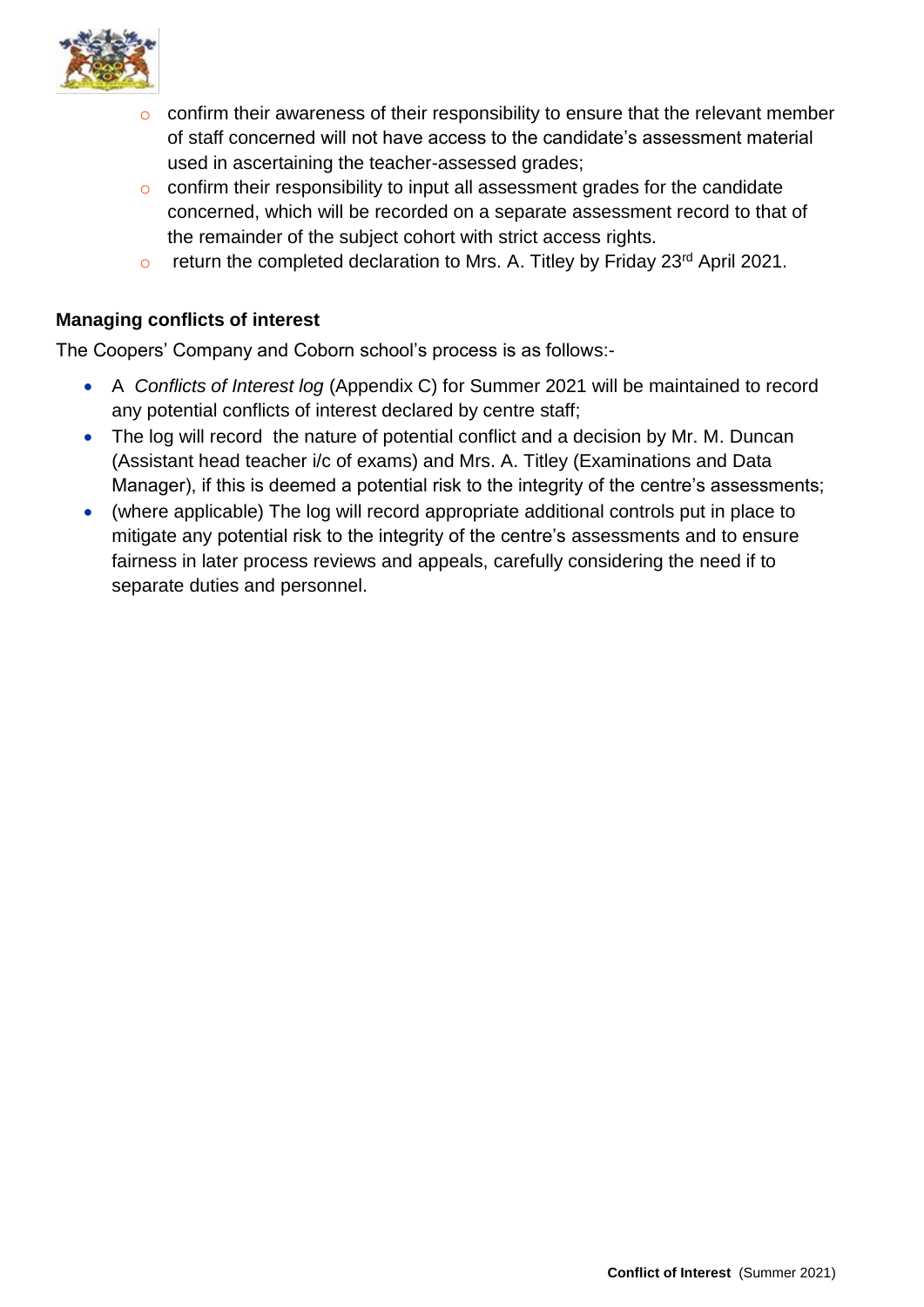- confirm their awareness of their responsibility to ensure that the relevant member of staff concerned will not have access to the candidate's assessment material used in ascertaining the teacher-assessed grades;
- confirm their responsibility to input all assessment grades for the candidate concerned, which will be recorded on a separate assessment record to that of the remainder of the subject cohort with strict access rights.
- return the completed declaration to Mrs. A. Titley by Friday 23rd April 2021.

**Managing conflicts of interest**

The Coopers' Company and Coborn school's process is as follows:-

- A *Conflicts of Interest log* (Appendix C) for Summer 2021 will be maintained to record any potential conflicts of interest declared by centre staff;
- The log will record the nature of potential conflict and a decision by Mr. M. Duncan (Assistant head teacher i/c of exams) and Mrs. A. Titley (Examinations and Data Manager), if this is deemed a potential risk to the integrity of the centre's assessments;
- (where applicable) The log will record appropriate additional controls put in place to mitigate any potential risk to the integrity of the centre's assessments and to ensure fairness in later process reviews and appeals, carefully considering the need if to separate duties and personnel.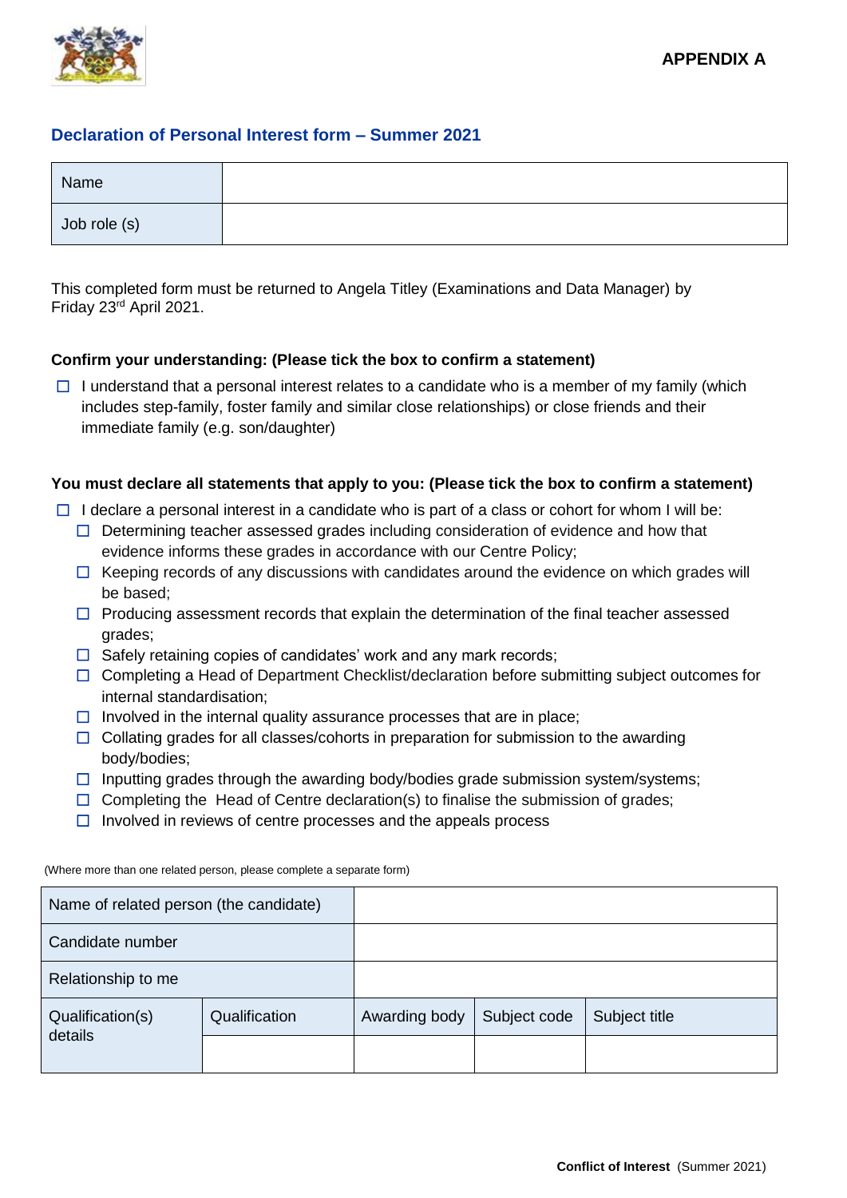APPENDIX A

## Declaration of Personal Interest form – Summer 2021

| | |
|---|---|
| Name | |
| Job role (s) | |

This completed form must be returned to Angela Titley (Examinations and Data Manager) by Friday 23rd April 2021.

**Confirm your understanding: (Please tick the box to confirm a statement)**

- ☐ I understand that a personal interest relates to a candidate who is a member of my family (which includes step-family, foster family and similar close relationships) or close friends and their immediate family (e.g. son/daughter)

**You must declare all statements that apply to you: (Please tick the box to confirm a statement)**

- ☐ I declare a personal interest in a candidate who is part of a class or cohort for whom I will be:
  - ☐ Determining teacher assessed grades including consideration of evidence and how that evidence informs these grades in accordance with our Centre Policy;
  - ☐ Keeping records of any discussions with candidates around the evidence on which grades will be based;
  - ☐ Producing assessment records that explain the determination of the final teacher assessed grades;
  - ☐ Safely retaining copies of candidates' work and any mark records;
  - ☐ Completing a Head of Department Checklist/declaration before submitting subject outcomes for internal standardisation;
  - ☐ Involved in the internal quality assurance processes that are in place;
  - ☐ Collating grades for all classes/cohorts in preparation for submission to the awarding body/bodies;
  - ☐ Inputting grades through the awarding body/bodies grade submission system/systems;
  - ☐ Completing the Head of Centre declaration(s) to finalise the submission of grades;
  - ☐ Involved in reviews of centre processes and the appeals process

(Where more than one related person, please complete a separate form)

| | | | | |
|---|---|---|---|---|
| Name of related person (the candidate) | | | | |
| Candidate number | | | | |
| Relationship to me | | | | |
| Qualification(s) details | Qualification | Awarding body | Subject code | Subject title |
| | | | | |

**Conflict of Interest** (Summer 2021)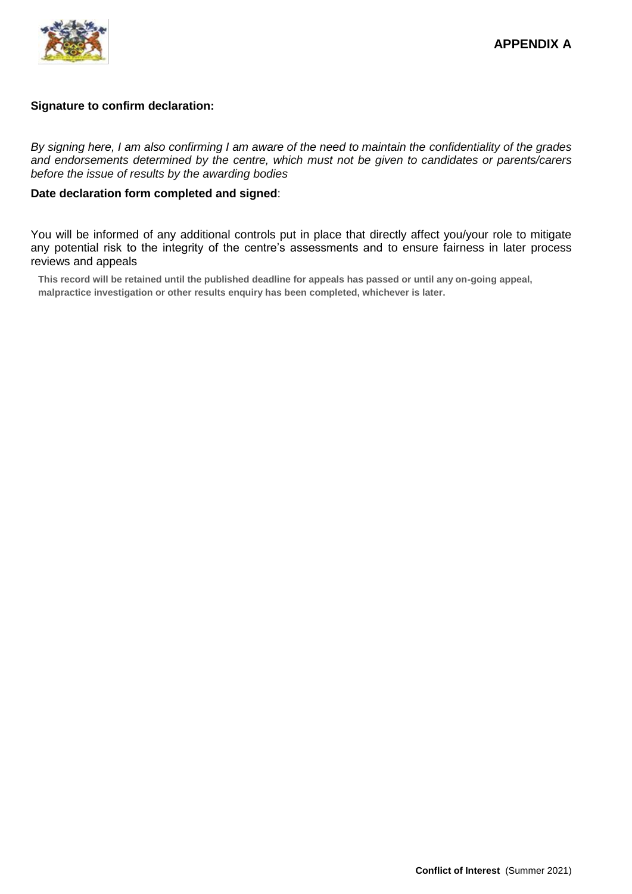**APPENDIX A**

**Signature to confirm declaration:**

*By signing here, I am also confirming I am aware of the need to maintain the confidentiality of the grades and endorsements determined by the centre, which must not be given to candidates or parents/carers before the issue of results by the awarding bodies*

**Date declaration form completed and signed**:

You will be informed of any additional controls put in place that directly affect you/your role to mitigate any potential risk to the integrity of the centre's assessments and to ensure fairness in later process reviews and appeals

**This record will be retained until the published deadline for appeals has passed or until any on-going appeal, malpractice investigation or other results enquiry has been completed, whichever is later.**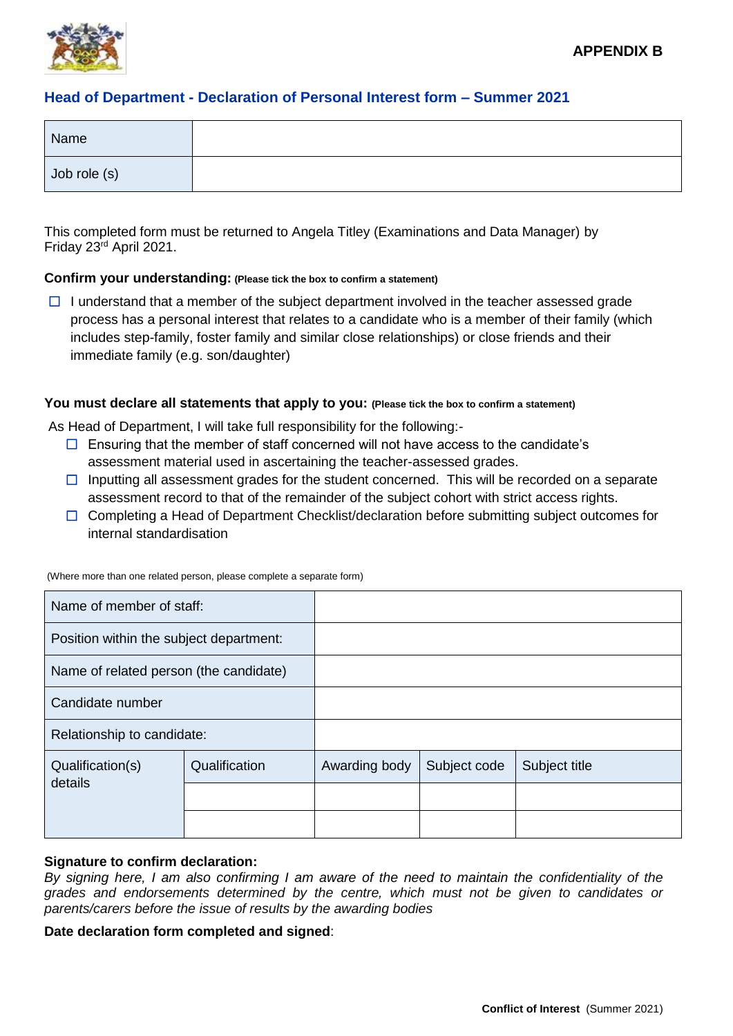**APPENDIX B**

## Head of Department - Declaration of Personal Interest form – Summer 2021

| | |
|---|---|
| Name | |
| Job role (s) | |

This completed form must be returned to Angela Titley (Examinations and Data Manager) by Friday 23rd April 2021.

**Confirm your understanding:** **(Please tick the box to confirm a statement)**

- ☐ I understand that a member of the subject department involved in the teacher assessed grade process has a personal interest that relates to a candidate who is a member of their family (which includes step-family, foster family and similar close relationships) or close friends and their immediate family (e.g. son/daughter)

**You must declare all statements that apply to you:** **(Please tick the box to confirm a statement)**

As Head of Department, I will take full responsibility for the following:-

- ☐ Ensuring that the member of staff concerned will not have access to the candidate's assessment material used in ascertaining the teacher-assessed grades.
- ☐ Inputting all assessment grades for the student concerned. This will be recorded on a separate assessment record to that of the remainder of the subject cohort with strict access rights.
- ☐ Completing a Head of Department Checklist/declaration before submitting subject outcomes for internal standardisation

(Where more than one related person, please complete a separate form)

| | | | | |
|---|---|---|---|---|
| Name of member of staff: | | | | |
| Position within the subject department: | | | | |
| Name of related person (the candidate) | | | | |
| Candidate number | | | | |
| Relationship to candidate: | | | | |
| Qualification(s) details | Qualification | Awarding body | Subject code | Subject title |
| | | | | |
| | | | | |

**Signature to confirm declaration:**
*By signing here, I am also confirming I am aware of the need to maintain the confidentiality of the grades and endorsements determined by the centre, which must not be given to candidates or parents/carers before the issue of results by the awarding bodies*

**Date declaration form completed and signed**: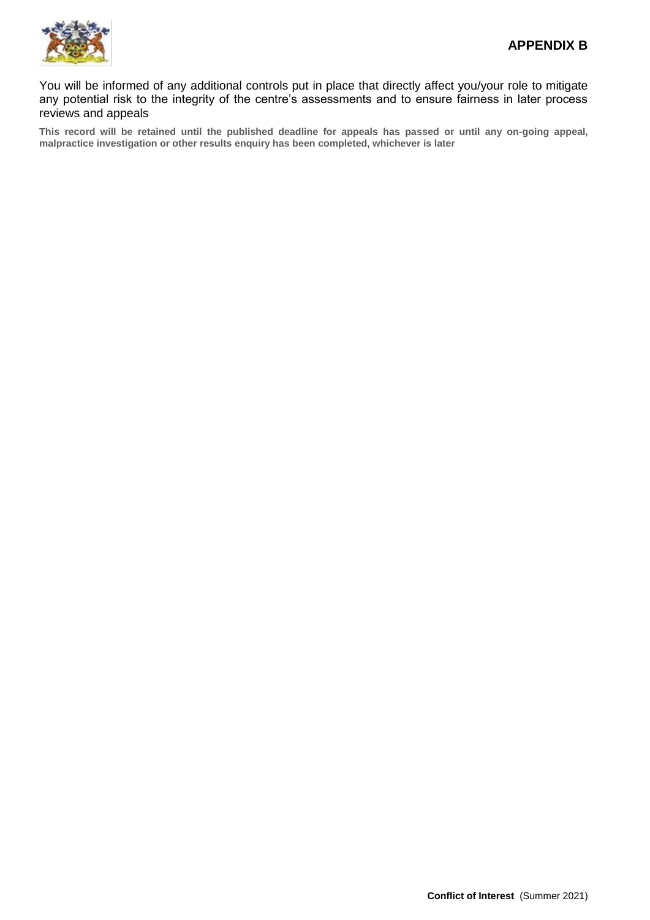## APPENDIX B

You will be informed of any additional controls put in place that directly affect you/your role to mitigate any potential risk to the integrity of the centre's assessments and to ensure fairness in later process reviews and appeals

**This record will be retained until the published deadline for appeals has passed or until any on-going appeal, malpractice investigation or other results enquiry has been completed, whichever is later**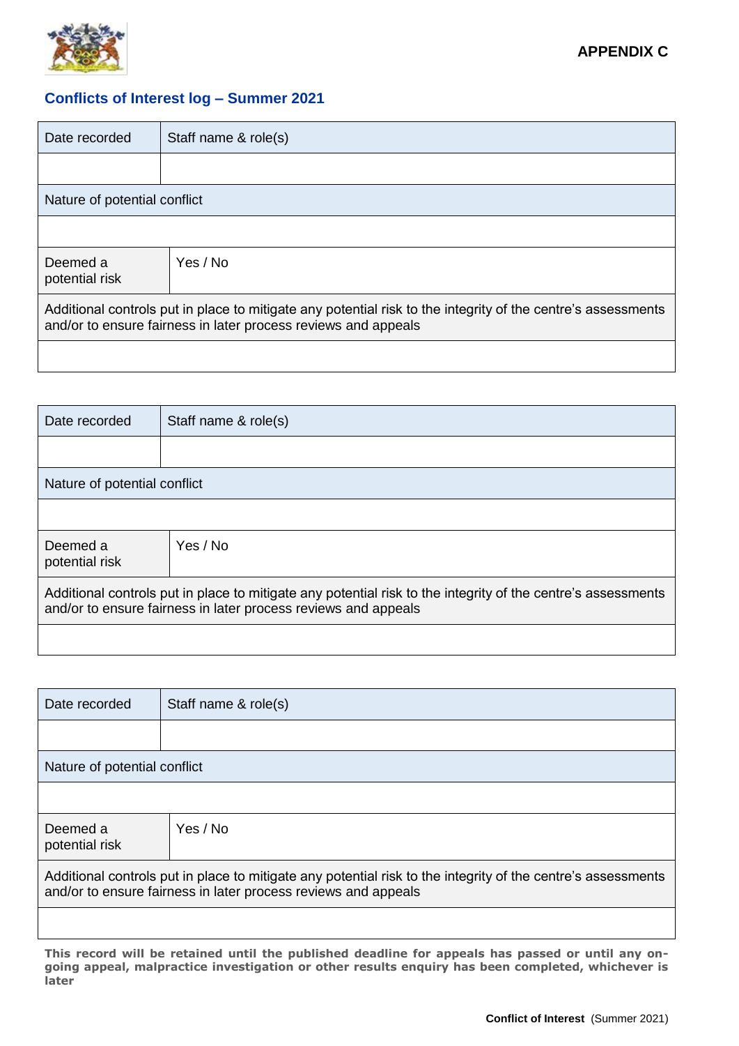APPENDIX C

## Conflicts of Interest log – Summer 2021

| Date recorded | Staff name & role(s) |
| --- | --- |
| | |
| Nature of potential conflict | |
| | |
| Deemed a potential risk | Yes / No |
| Additional controls put in place to mitigate any potential risk to the integrity of the centre's assessments and/or to ensure fairness in later process reviews and appeals | |
| | |

| Date recorded | Staff name & role(s) |
| --- | --- |
| | |
| Nature of potential conflict | |
| | |
| Deemed a potential risk | Yes / No |
| Additional controls put in place to mitigate any potential risk to the integrity of the centre's assessments and/or to ensure fairness in later process reviews and appeals | |
| | |

| Date recorded | Staff name & role(s) |
| --- | --- |
| | |
| Nature of potential conflict | |
| | |
| Deemed a potential risk | Yes / No |
| Additional controls put in place to mitigate any potential risk to the integrity of the centre's assessments and/or to ensure fairness in later process reviews and appeals | |
| | |

**This record will be retained until the published deadline for appeals has passed or until any on-going appeal, malpractice investigation or other results enquiry has been completed, whichever is later**